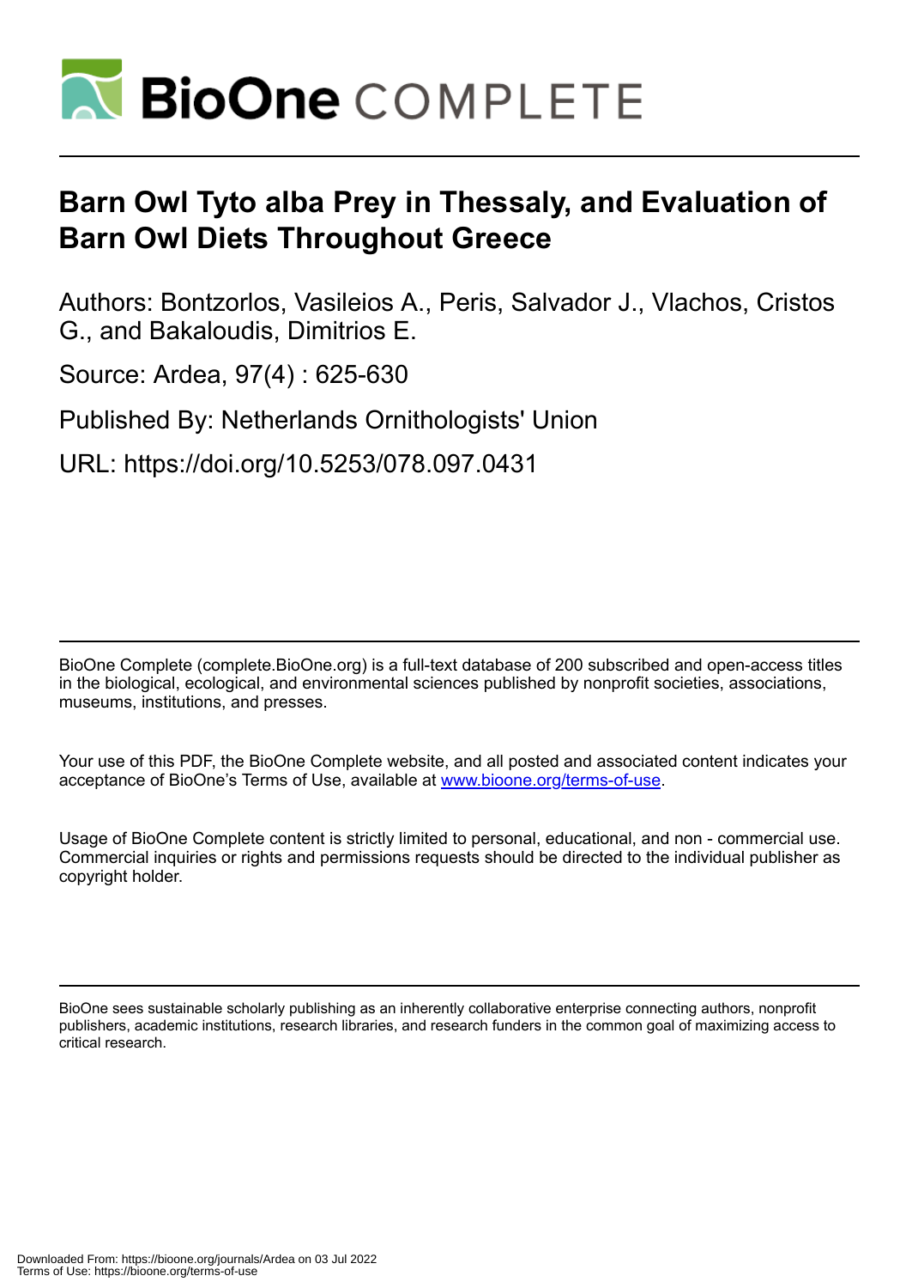# BioOne COMPLETE

## Barn Owl Tyto alba Prey in Thessaly, and Evaluation of Barn Owl Diets Throughout Greece

Authors: Bontzorlos, Vasileios A., Peris, Salvador J., Vlachos, Cristos G., and Bakaloudis, Dimitrios E.

Source: Ardea, 97(4) : 625-630

Published By: Netherlands Ornithologists' Union

URL: https://doi.org/10.5253/078.097.0431

BioOne Complete (complete.BioOne.org) is a full-text database of 200 subscribed and open-access titles in the biological, ecological, and environmental sciences published by nonprofit societies, associations, museums, institutions, and presses.

Your use of this PDF, the BioOne Complete website, and all posted and associated content indicates your acceptance of BioOne's Terms of Use, available at www.bioone.org/terms-of-use.

Usage of BioOne Complete content is strictly limited to personal, educational, and non - commercial use. Commercial inquiries or rights and permissions requests should be directed to the individual publisher as copyright holder.

BioOne sees sustainable scholarly publishing as an inherently collaborative enterprise connecting authors, nonprofit publishers, academic institutions, research libraries, and research funders in the common goal of maximizing access to critical research.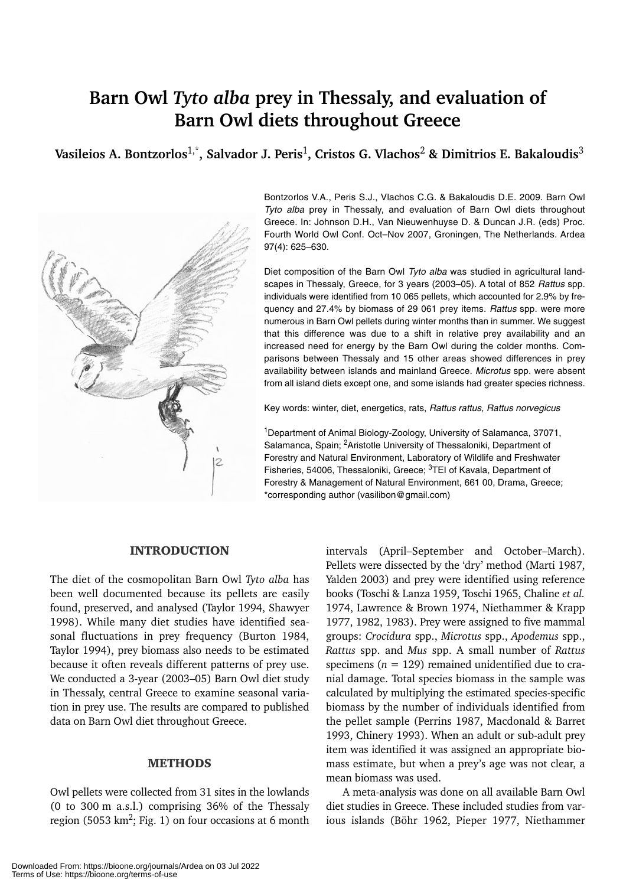# Barn Owl *Tyto alba* prey in Thessaly, and evaluation of Barn Owl diets throughout Greece

**Vasileios A. Bontzorlos[1,*], Salvador J. Peris[1], Cristos G. Vlachos[2] & Dimitrios E. Bakaloudis[3]**

Bontzorlos V.A., Peris S.J., Vlachos C.G. & Bakaloudis D.E. 2009. Barn Owl *Tyto alba* prey in Thessaly, and evaluation of Barn Owl diets throughout Greece. In: Johnson D.H., Van Nieuwenhuyse D. & Duncan J.R. (eds) Proc. Fourth World Owl Conf. Oct–Nov 2007, Groningen, The Netherlands. Ardea 97(4): 625–630.

Diet composition of the Barn Owl *Tyto alba* was studied in agricultural landscapes in Thessaly, Greece, for 3 years (2003–05). A total of 852 *Rattus* spp. individuals were identified from 10 065 pellets, which accounted for 2.9% by frequency and 27.4% by biomass of 29 061 prey items. *Rattus* spp. were more numerous in Barn Owl pellets during winter months than in summer. We suggest that this difference was due to a shift in relative prey availability and an increased need for energy by the Barn Owl during the colder months. Comparisons between Thessaly and 15 other areas showed differences in prey availability between islands and mainland Greece. *Microtus* spp. were absent from all island diets except one, and some islands had greater species richness.

Key words: winter, diet, energetics, rats, *Rattus rattus, Rattus norvegicus*

[1]Department of Animal Biology-Zoology, University of Salamanca, 37071, Salamanca, Spain; [2]Aristotle University of Thessaloniki, Department of Forestry and Natural Environment, Laboratory of Wildlife and Freshwater Fisheries, 54006, Thessaloniki, Greece; [3]TEI of Kavala, Department of Forestry & Management of Natural Environment, 661 00, Drama, Greece; *corresponding author (vasilibon@gmail.com)

## INTRODUCTION

The diet of the cosmopolitan Barn Owl *Tyto alba* has been well documented because its pellets are easily found, preserved, and analysed (Taylor 1994, Shawyer 1998). While many diet studies have identified seasonal fluctuations in prey frequency (Burton 1984, Taylor 1994), prey biomass also needs to be estimated because it often reveals different patterns of prey use. We conducted a 3-year (2003–05) Barn Owl diet study in Thessaly, central Greece to examine seasonal variation in prey use. The results are compared to published data on Barn Owl diet throughout Greece.

## METHODS

Owl pellets were collected from 31 sites in the lowlands (0 to 300 m a.s.l.) comprising 36% of the Thessaly region (5053 km$^2$; Fig. 1) on four occasions at 6 month intervals (April–September and October–March). Pellets were dissected by the 'dry' method (Marti 1987, Yalden 2003) and prey were identified using reference books (Toschi & Lanza 1959, Toschi 1965, Chaline *et al.* 1974, Lawrence & Brown 1974, Niethammer & Krapp 1977, 1982, 1983). Prey were assigned to five mammal groups: *Crocidura* spp., *Microtus* spp., *Apodemus* spp., *Rattus* spp. and *Mus* spp. A small number of *Rattus* specimens ($n = 129$) remained unidentified due to cranial damage. Total species biomass in the sample was calculated by multiplying the estimated species-specific biomass by the number of individuals identified from the pellet sample (Perrins 1987, Macdonald & Barret 1993, Chinery 1993). When an adult or sub-adult prey item was identified it was assigned an appropriate biomass estimate, but when a prey's age was not clear, a mean biomass was used.

A meta-analysis was done on all available Barn Owl diet studies in Greece. These included studies from various islands (Böhr 1962, Pieper 1977, Niethammer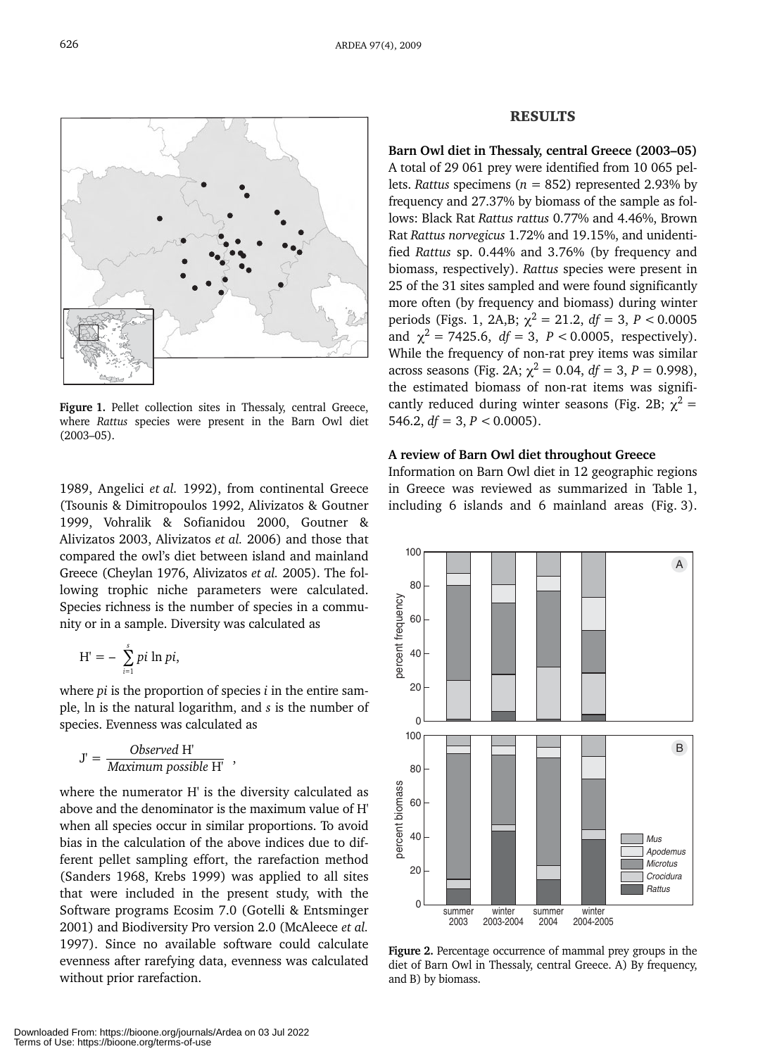Figure 1. Pellet collection sites in Thessaly, central Greece, where *Rattus* species were present in the Barn Owl diet (2003–05).

1989, Angelici *et al.* 1992), from continental Greece (Tsounis & Dimitropoulos 1992, Alivizatos & Goutner 1999, Vohralik & Sofianidou 2000, Goutner & Alivizatos 2003, Alivizatos *et al.* 2006) and those that compared the owl's diet between island and mainland Greece (Cheylan 1976, Alivizatos *et al.* 2005). The following trophic niche parameters were calculated. Species richness is the number of species in a community or in a sample. Diversity was calculated as

$$H' = -\sum_{i=1}^{s} pi \ln pi,$$

where *pi* is the proportion of species *i* in the entire sample, ln is the natural logarithm, and *s* is the number of species. Evenness was calculated as

$$J' = \frac{Observed\ H'}{Maximum\ possible\ H'},$$

where the numerator H' is the diversity calculated as above and the denominator is the maximum value of H' when all species occur in similar proportions. To avoid bias in the calculation of the above indices due to different pellet sampling effort, the rarefaction method (Sanders 1968, Krebs 1999) was applied to all sites that were included in the present study, with the Software programs Ecosim 7.0 (Gotelli & Entsminger 2001) and Biodiversity Pro version 2.0 (McAleece *et al.* 1997). Since no available software could calculate evenness after rarefying data, evenness was calculated without prior rarefaction.

## RESULTS

**Barn Owl diet in Thessaly, central Greece (2003–05)**
A total of 29 061 prey were identified from 10 065 pellets. *Rattus* specimens ($n$ = 852) represented 2.93% by frequency and 27.37% by biomass of the sample as follows: Black Rat *Rattus rattus* 0.77% and 4.46%, Brown Rat *Rattus norvegicus* 1.72% and 19.15%, and unidentified *Rattus* sp. 0.44% and 3.76% (by frequency and biomass, respectively). *Rattus* species were present in 25 of the 31 sites sampled and were found significantly more often (by frequency and biomass) during winter periods (Figs. 1, 2A,B; $\chi^2 = 21.2$, $df = 3$, $P < 0.0005$ and $\chi^2 = 7425.6$, $df = 3$, $P < 0.0005$, respectively). While the frequency of non-rat prey items was similar across seasons (Fig. 2A; $\chi^2 = 0.04$, $df = 3$, $P = 0.998$), the estimated biomass of non-rat items was significantly reduced during winter seasons (Fig. 2B; $\chi^2 = 546.2$, $df = 3$, $P < 0.0005$).

**A review of Barn Owl diet throughout Greece**
Information on Barn Owl diet in 12 geographic regions in Greece was reviewed as summarized in Table 1, including 6 islands and 6 mainland areas (Fig. 3).

Figure 2. Percentage occurrence of mammal prey groups in the diet of Barn Owl in Thessaly, central Greece. A) By frequency, and B) by biomass.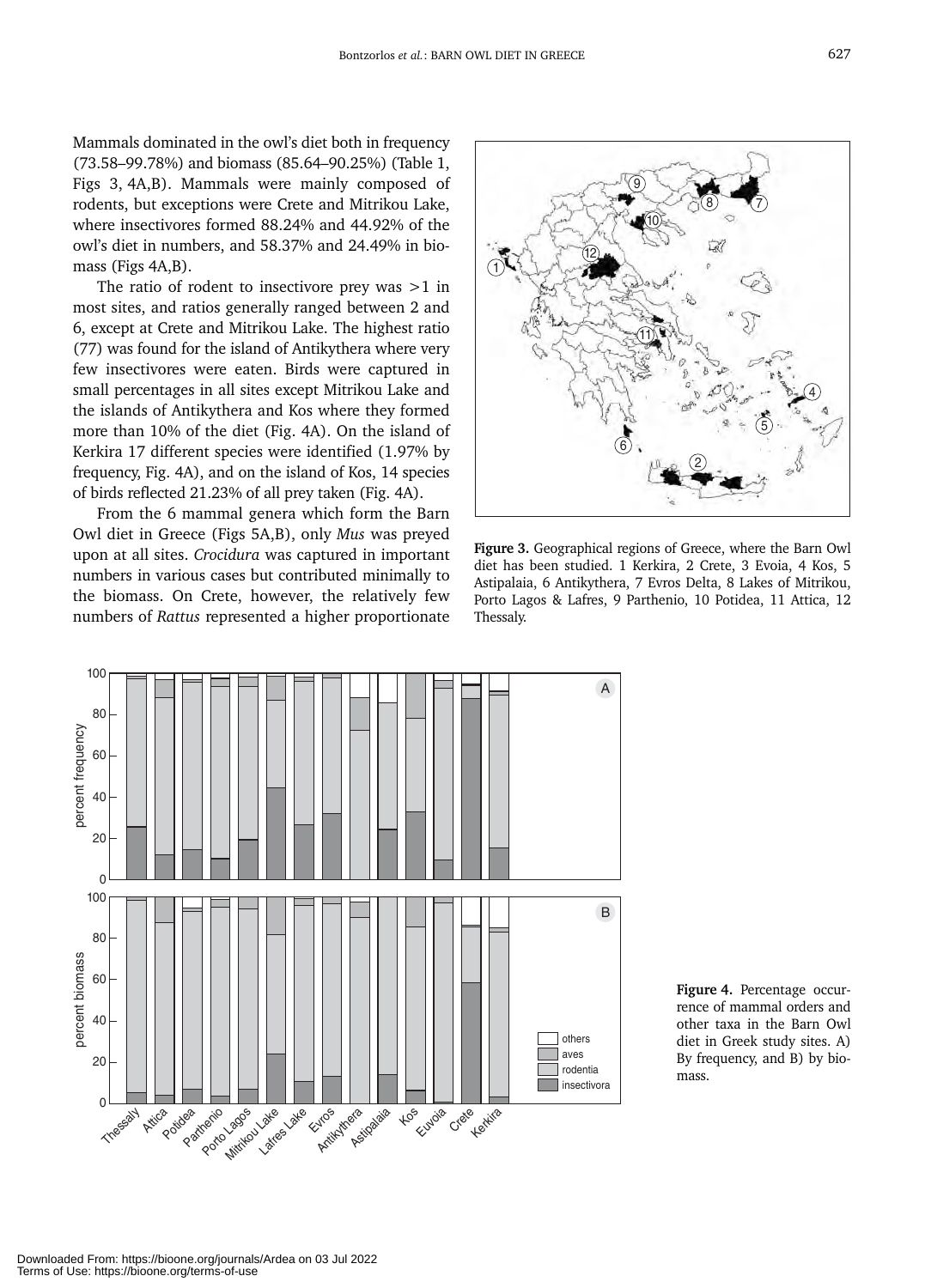Mammals dominated in the owl's diet both in frequency (73.58–99.78%) and biomass (85.64–90.25%) (Table 1, Figs 3, 4A,B). Mammals were mainly composed of rodents, but exceptions were Crete and Mitrikou Lake, where insectivores formed 88.24% and 44.92% of the owl's diet in numbers, and 58.37% and 24.49% in biomass (Figs 4A,B).

The ratio of rodent to insectivore prey was >1 in most sites, and ratios generally ranged between 2 and 6, except at Crete and Mitrikou Lake. The highest ratio (77) was found for the island of Antikythera where very few insectivores were eaten. Birds were captured in small percentages in all sites except Mitrikou Lake and the islands of Antikythera and Kos where they formed more than 10% of the diet (Fig. 4A). On the island of Kerkira 17 different species were identified (1.97% by frequency, Fig. 4A), and on the island of Kos, 14 species of birds reflected 21.23% of all prey taken (Fig. 4A).

From the 6 mammal genera which form the Barn Owl diet in Greece (Figs 5A,B), only *Mus* was preyed upon at all sites. *Crocidura* was captured in important numbers in various cases but contributed minimally to the biomass. On Crete, however, the relatively few numbers of *Rattus* represented a higher proportionate

**Figure 3.** Geographical regions of Greece, where the Barn Owl diet has been studied. 1 Kerkira, 2 Crete, 3 Evoia, 4 Kos, 5 Astipalaia, 6 Antikythera, 7 Evros Delta, 8 Lakes of Mitrikou, Porto Lagos & Lafres, 9 Parthenio, 10 Potidea, 11 Attica, 12 Thessaly.

**Figure 4.** Percentage occurrence of mammal orders and other taxa in the Barn Owl diet in Greek study sites. A) By frequency, and B) by biomass.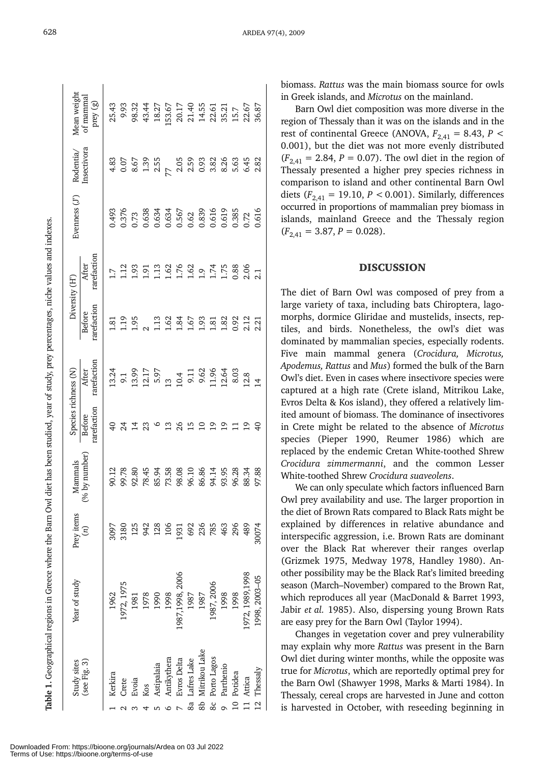**Table 1.** Geographical regions in Greece where the Barn Owl diet has been studied, year of study, prey percentages, niche values and indexes.

| Study sites (see Fig. 3) | Year of study | Prey items (n) | Mammals (% by number) | Species richness (N) | | Diversity (H') | | Evenness (J') | Rodentia/ Insectivora | Mean weight of mammal prey (g) |
|---|---|---|---|---|---|---|---|---|---|---|
| | | | | Before rarefaction | After rarefaction | Before rarefaction | After rarefaction | | | |
| 1 Kerkira | 1962 | 3097 | 90.12 | 40 | 13.24 | 1.81 | 1.7 | 0.493 | 4.83 | 25.43 |
| 2 Crete | 1972, 1975 | 3180 | 99.78 | 24 | 9.1 | 1.19 | 1.12 | 0.376 | 0.07 | 9.93 |
| 3 Evoia | 1981 | 125 | 92.80 | 14 | 13.99 | 1.95 | 1.93 | 0.73 | 8.67 | 98.32 |
| 4 Kos | 1978 | 942 | 78.45 | 23 | 12.17 | 2 | 1.91 | 0.638 | 1.39 | 43.44 |
| 5 Astipalaia | 1990 | 128 | 85.94 | 6 | 5.97 | 1.13 | 1.13 | 0.634 | 2.55 | 18.27 |
| 6 Antikythera | 1998 | 106 | 73.58 | 13 | 13 | 1.62 | 1.62 | 0.634 | 77 | 153.67 |
| 7 Evros Delta | 1987,1998, 2006 | 1931 | 98.08 | 26 | 10.4 | 1.84 | 1.76 | 0.567 | 2.05 | 20.17 |
| 8a Lafres Lake | 1987 | 692 | 96.10 | 15 | 9.11 | 1.67 | 1.62 | 0.62 | 2.59 | 21.40 |
| 8b Mitrikou Lake | 1987 | 236 | 86.86 | 10 | 9.62 | 1.93 | 1.9 | 0.839 | 0.93 | 14.55 |
| 8c Porto Lagos | 1987, 2006 | 785 | 94.14 | 19 | 11.96 | 1.81 | 1.74 | 0.616 | 3.82 | 22.61 |
| 9 Parthenio | 1998 | 463 | 93.95 | 19 | 12.64 | 1.82 | 1.75 | 0.619 | 8.26 | 35.21 |
| 10 Potidea | 1998 | 296 | 96.28 | 11 | 8.03 | 0.92 | 0.88 | 0.385 | 5.63 | 15.7 |
| 11 Attica | 1972, 1989,1998 | 489 | 88.34 | 19 | 12.8 | 2.12 | 2.06 | 0.72 | 6.45 | 22.67 |
| 12 Thessaly | 1998, 2003–05 | 30074 | 97.88 | 40 | 14 | 2.21 | 2.1 | 0.616 | 2.82 | 36.87 |

biomass. *Rattus* was the main biomass source for owls in Greek islands, and *Microtus* on the mainland.

Barn Owl diet composition was more diverse in the region of Thessaly than it was on the islands and in the rest of continental Greece (ANOVA, $F_{2,41} = 8.43$, $P < 0.001$), but the diet was not more evenly distributed ($F_{2,41} = 2.84$, $P = 0.07$). The owl diet in the region of Thessaly presented a higher prey species richness in comparison to island and other continental Barn Owl diets ($F_{2,41} = 19.10$, $P < 0.001$). Similarly, differences occurred in proportions of mammalian prey biomass in islands, mainland Greece and the Thessaly region ($F_{2,41} = 3.87$, $P = 0.028$).

## DISCUSSION

The diet of Barn Owl was composed of prey from a large variety of taxa, including bats Chiroptera, lagomorphs, dormice Gliridae and mustelids, insects, reptiles, and birds. Nonetheless, the owl's diet was dominated by mammalian species, especially rodents. Five main mammal genera (*Crocidura, Microtus, Apodemus, Rattus* and *Mus*) formed the bulk of the Barn Owl's diet. Even in cases where insectivore species were captured at a high rate (Crete island, Mitrikou Lake, Evros Delta & Kos island), they offered a relatively limited amount of biomass. The dominance of insectivores in Crete might be related to the absence of *Microtus* species (Pieper 1990, Reumer 1986) which are replaced by the endemic Cretan White-toothed Shrew *Crocidura zimmermanni*, and the common Lesser White-toothed Shrew *Crocidura suaveolens*.

We can only speculate which factors influenced Barn Owl prey availability and use. The larger proportion in the diet of Brown Rats compared to Black Rats might be explained by differences in relative abundance and interspecific aggression, i.e. Brown Rats are dominant over the Black Rat wherever their ranges overlap (Grizmek 1975, Medway 1978, Handley 1980). Another possibility may be the Black Rat's limited breeding season (March–November) compared to the Brown Rat, which reproduces all year (MacDonald & Barret 1993, Jabir *et al.* 1985). Also, dispersing young Brown Rats are easy prey for the Barn Owl (Taylor 1994).

Changes in vegetation cover and prey vulnerability may explain why more *Rattus* was present in the Barn Owl diet during winter months, while the opposite was true for *Microtus*, which are reportedly optimal prey for the Barn Owl (Shawyer 1998, Marks & Marti 1984). In Thessaly, cereal crops are harvested in June and cotton is harvested in October, with reseeding beginning in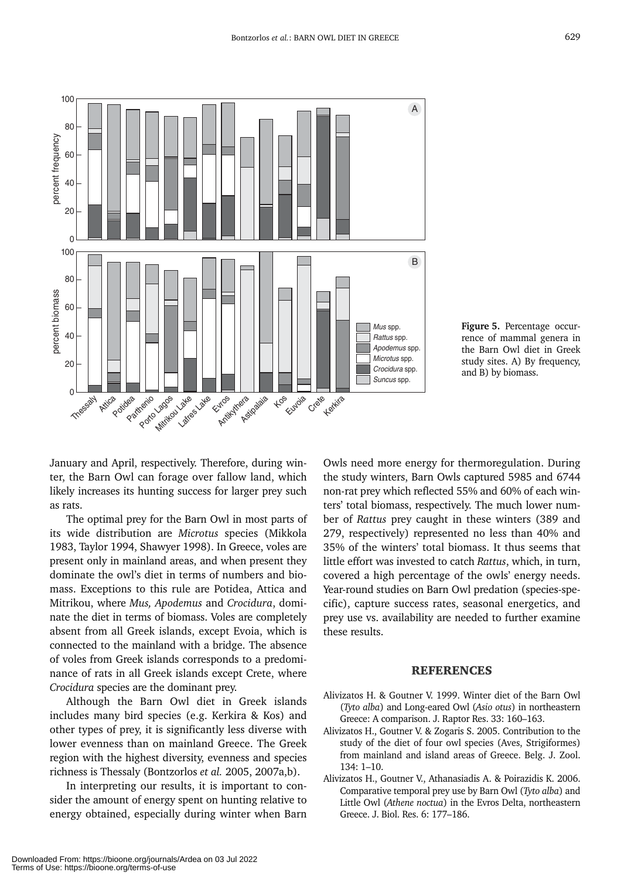**Figure 5.** Percentage occurrence of mammal genera in the Barn Owl diet in Greek study sites. A) By frequency, and B) by biomass.

January and April, respectively. Therefore, during winter, the Barn Owl can forage over fallow land, which likely increases its hunting success for larger prey such as rats.

The optimal prey for the Barn Owl in most parts of its wide distribution are *Microtus* species (Mikkola 1983, Taylor 1994, Shawyer 1998). In Greece, voles are present only in mainland areas, and when present they dominate the owl's diet in terms of numbers and biomass. Exceptions to this rule are Potidea, Attica and Mitrikou, where *Mus, Apodemus* and *Crocidura*, dominate the diet in terms of biomass. Voles are completely absent from all Greek islands, except Evoia, which is connected to the mainland with a bridge. The absence of voles from Greek islands corresponds to a predominance of rats in all Greek islands except Crete, where *Crocidura* species are the dominant prey.

Although the Barn Owl diet in Greek islands includes many bird species (e.g. Kerkira & Kos) and other types of prey, it is significantly less diverse with lower evenness than on mainland Greece. The Greek region with the highest diversity, evenness and species richness is Thessaly (Bontzorlos *et al.* 2005, 2007a,b).

In interpreting our results, it is important to consider the amount of energy spent on hunting relative to energy obtained, especially during winter when Barn Owls need more energy for thermoregulation. During the study winters, Barn Owls captured 5985 and 6744 non-rat prey which reflected 55% and 60% of each winters' total biomass, respectively. The much lower number of *Rattus* prey caught in these winters (389 and 279, respectively) represented no less than 40% and 35% of the winters' total biomass. It thus seems that little effort was invested to catch *Rattus*, which, in turn, covered a high percentage of the owls' energy needs. Year-round studies on Barn Owl predation (species-specific), capture success rates, seasonal energetics, and prey use vs. availability are needed to further examine these results.

## REFERENCES

Alivizatos H. & Goutner V. 1999. Winter diet of the Barn Owl (*Tyto alba*) and Long-eared Owl (*Asio otus*) in northeastern Greece: A comparison. J. Raptor Res. 33: 160–163.

Alivizatos H., Goutner V. & Zogaris S. 2005. Contribution to the study of the diet of four owl species (Aves, Strigiformes) from mainland and island areas of Greece. Belg. J. Zool. 134: 1–10.

Alivizatos H., Goutner V., Athanasiadis A. & Poirazidis K. 2006. Comparative temporal prey use by Barn Owl (*Tyto alba*) and Little Owl (*Athene noctua*) in the Evros Delta, northeastern Greece. J. Biol. Res. 6: 177–186.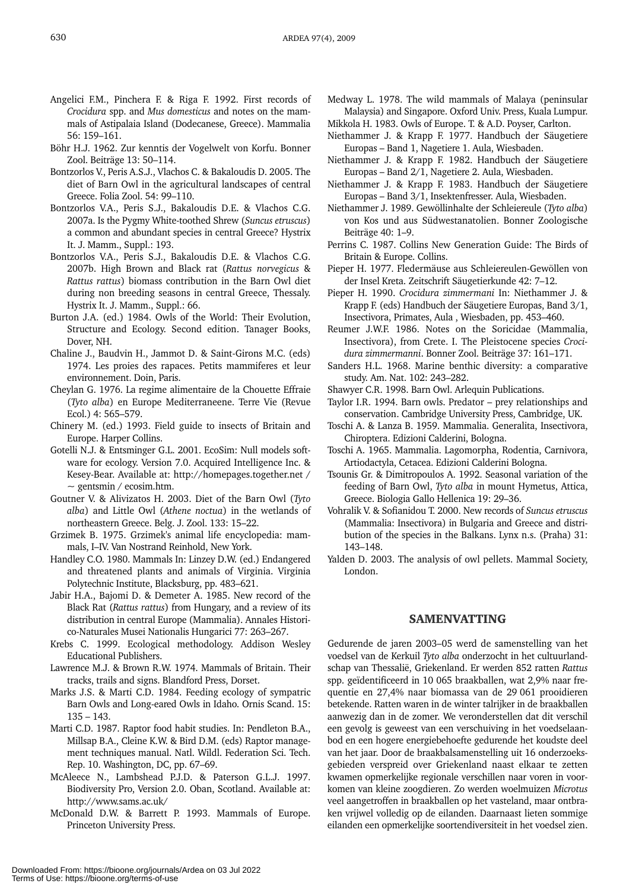Angelici F.M., Pinchera F. & Riga F. 1992. First records of *Crocidura* spp. and *Mus domesticus* and notes on the mammals of Astipalaia Island (Dodecanese, Greece). Mammalia 56: 159–161.

Böhr H.J. 1962. Zur kenntis der Vogelwelt von Korfu. Bonner Zool. Beiträge 13: 50–114.

Bontzorlos V., Peris A.S.J., Vlachos C. & Bakaloudis D. 2005. The diet of Barn Owl in the agricultural landscapes of central Greece. Folia Zool. 54: 99–110.

Bontzorlos V.A., Peris S.J., Bakaloudis D.E. & Vlachos C.G. 2007a. Is the Pygmy White-toothed Shrew (*Suncus etruscus*) a common and abundant species in central Greece? Hystrix It. J. Mamm., Suppl.: 193.

Bontzorlos V.A., Peris S.J., Bakaloudis D.E. & Vlachos C.G. 2007b. High Brown and Black rat (*Rattus norvegicus* & *Rattus rattus*) biomass contribution in the Barn Owl diet during non breeding seasons in central Greece, Thessaly. Hystrix It. J. Mamm., Suppl.: 66.

Burton J.A. (ed.) 1984. Owls of the World: Their Evolution, Structure and Ecology. Second edition. Tanager Books, Dover, NH.

Chaline J., Baudvin H., Jammot D. & Saint-Girons M.C. (eds) 1974. Les proies des rapaces. Petits mammiferes et leur environnement. Doin, Paris.

Cheylan G. 1976. La regime alimentaire de la Chouette Effraie (*Tyto alba*) en Europe Mediterraneene. Terre Vie (Revue Ecol.) 4: 565–579.

Chinery M. (ed.) 1993. Field guide to insects of Britain and Europe. Harper Collins.

Gotelli N.J. & Entsminger G.L. 2001. EcoSim: Null models software for ecology. Version 7.0. Acquired Intelligence Inc. & Kesey-Bear. Available at: http://homepages.together.net / ~ gentsmin / ecosim.htm.

Goutner V. & Alivizatos H. 2003. Diet of the Barn Owl (*Tyto alba*) and Little Owl (*Athene noctua*) in the wetlands of northeastern Greece. Belg. J. Zool. 133: 15–22.

Grzimek B. 1975. Grzimek's animal life encyclopedia: mammals, I–IV. Van Nostrand Reinhold, New York.

Handley C.O. 1980. Mammals In: Linzey D.W. (ed.) Endangered and threatened plants and animals of Virginia. Virginia Polytechnic Institute, Blacksburg, pp. 483–621.

Jabir H.A., Bajomi D. & Demeter A. 1985. New record of the Black Rat (*Rattus rattus*) from Hungary, and a review of its distribution in central Europe (Mammalia). Annales Historico-Naturales Musei Nationalis Hungarici 77: 263–267.

Krebs C. 1999. Ecological methodology. Addison Wesley Educational Publishers.

Lawrence M.J. & Brown R.W. 1974. Mammals of Britain. Their tracks, trails and signs. Blandford Press, Dorset.

Marks J.S. & Marti C.D. 1984. Feeding ecology of sympatric Barn Owls and Long-eared Owls in Idaho. Ornis Scand. 15: 135 – 143.

Marti C.D. 1987. Raptor food habit studies. In: Pendleton B.A., Millsap B.A., Cleine K.W. & Bird D.M. (eds) Raptor management techniques manual. Natl. Wildl. Federation Sci. Tech. Rep. 10. Washington, DC, pp. 67–69.

McAleece N., Lambshead P.J.D. & Paterson G.L.J. 1997. Biodiversity Pro, Version 2.0. Oban, Scotland. Available at: http://www.sams.ac.uk/

McDonald D.W. & Barrett P. 1993. Mammals of Europe. Princeton University Press.

Medway L. 1978. The wild mammals of Malaya (peninsular Malaysia) and Singapore. Oxford Univ. Press, Kuala Lumpur.

Mikkola H. 1983. Owls of Europe. T. & A.D. Poyser, Carlton.

Niethammer J. & Krapp F. 1977. Handbuch der Säugetiere Europas – Band 1, Nagetiere 1. Aula, Wiesbaden.

Niethammer J. & Krapp F. 1982. Handbuch der Säugetiere Europas – Band 2/1, Nagetiere 2. Aula, Wiesbaden.

Niethammer J. & Krapp F. 1983. Handbuch der Säugetiere Europas – Band 3/1, Insektenfresser. Aula, Wiesbaden.

Niethammer J. 1989. Gewöllinhalte der Schleiereule (*Tyto alba*) von Kos und aus Südwestanatolien. Bonner Zoologische Beiträge 40: 1–9.

Perrins C. 1987. Collins New Generation Guide: The Birds of Britain & Europe. Collins.

Pieper H. 1977. Fledermäuse aus Schleiereulen-Gewöllen von der Insel Kreta. Zeitschrift Säugetierkunde 42: 7–12.

Pieper H. 1990. *Crocidura zimmermani* In: Niethammer J. & Krapp F. (eds) Handbuch der Säugetiere Europas, Band 3/1, Insectivora, Primates, Aula , Wiesbaden, pp. 453–460.

Reumer J.W.F. 1986. Notes on the Soricidae (Mammalia, Insectivora), from Crete. I. The Pleistocene species *Crocidura zimmermanni*. Bonner Zool. Beiträge 37: 161–171.

Sanders H.L. 1968. Marine benthic diversity: a comparative study. Am. Nat. 102: 243–282.

Shawyer C.R. 1998. Barn Owl. Arlequin Publications.

Taylor I.R. 1994. Barn owls. Predator – prey relationships and conservation. Cambridge University Press, Cambridge, UK.

Toschi A. & Lanza B. 1959. Mammalia. Generalita, Insectivora, Chiroptera. Edizioni Calderini, Bologna.

Toschi A. 1965. Mammalia. Lagomorpha, Rodentia, Carnivora, Artiodactyla, Cetacea. Edizioni Calderini Bologna.

Tsounis Gr. & Dimitropoulos A. 1992. Seasonal variation of the feeding of Barn Owl, *Tyto alba* in mount Hymetus, Attica, Greece. Biologia Gallo Hellenica 19: 29–36.

Vohralik V. & Sofianidou T. 2000. New records of *Suncus etruscus* (Mammalia: Insectivora) in Bulgaria and Greece and distribution of the species in the Balkans. Lynx n.s. (Praha) 31: 143–148.

Yalden D. 2003. The analysis of owl pellets. Mammal Society, London.

## SAMENVATTING

Gedurende de jaren 2003–05 werd de samenstelling van het voedsel van de Kerkuil *Tyto alba* onderzocht in het cultuurlandschap van Thessalië, Griekenland. Er werden 852 ratten *Rattus* spp. geïdentificeerd in 10 065 braakballen, wat 2,9% naar frequentie en 27,4% naar biomassa van de 29 061 prooidieren betekende. Ratten waren in de winter talrijker in de braakballen aanwezig dan in de zomer. We veronderstellen dat dit verschil een gevolg is geweest van een verschuiving in het voedselaanbod en een hogere energiebehoefte gedurende het koudste deel van het jaar. Door de braakbalsamenstelling uit 16 onderzoeksgebieden verspreid over Griekenland naast elkaar te zetten kwamen opmerkelijke regionale verschillen naar voren in voorkomen van kleine zoogdieren. Zo werden woelmuizen *Microtus* veel aangetroffen in braakballen op het vasteland, maar ontbraken vrijwel volledig op de eilanden. Daarnaast lieten sommige eilanden een opmerkelijke soortendiversiteit in het voedsel zien.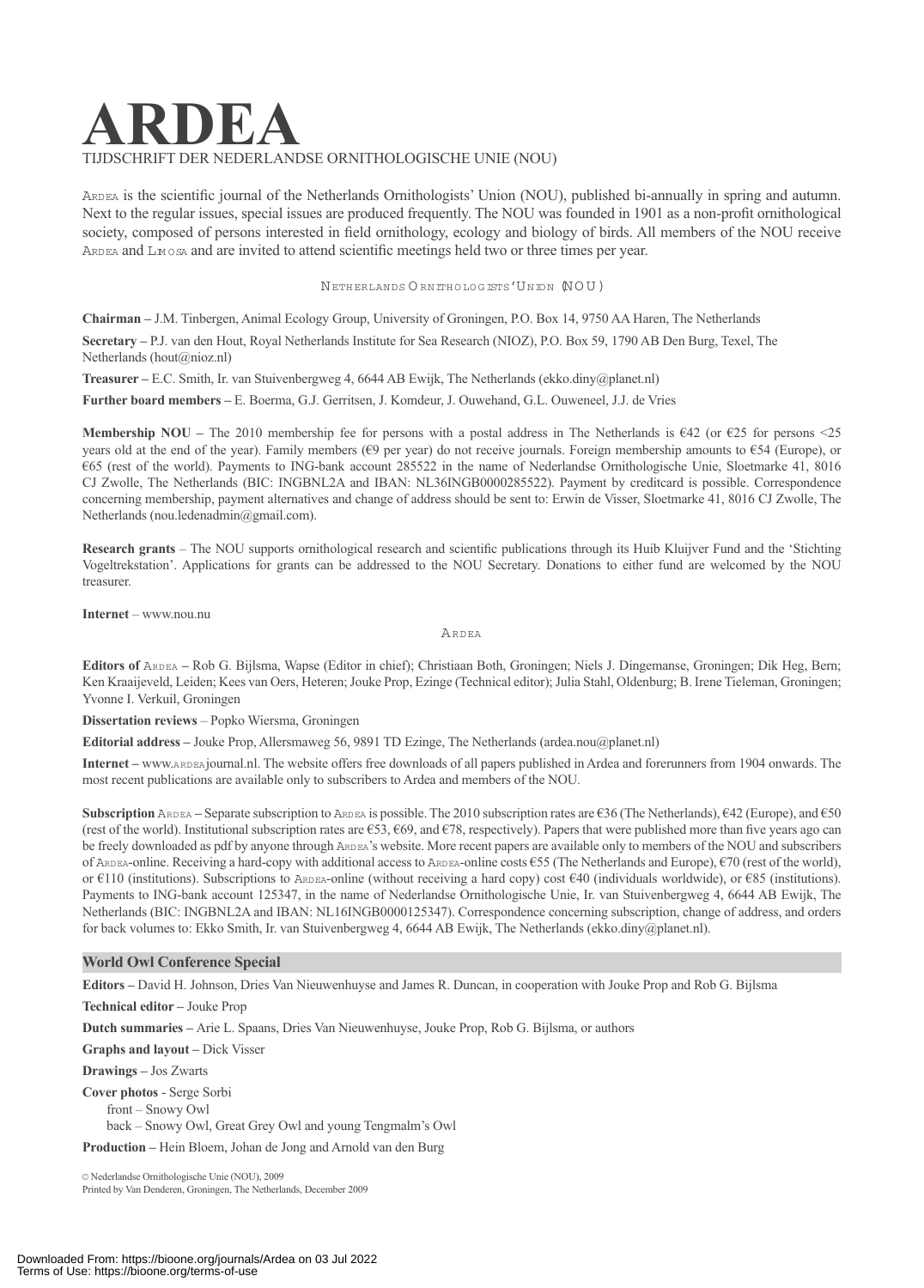# ARDEA

TIJDSCHRIFT DER NEDERLANDSE ORNITHOLOGISCHE UNIE (NOU)

ARDEA is the scientific journal of the Netherlands Ornithologists' Union (NOU), published bi-annually in spring and autumn. Next to the regular issues, special issues are produced frequently. The NOU was founded in 1901 as a non-profit ornithological society, composed of persons interested in field ornithology, ecology and biology of birds. All members of the NOU receive ARDEA and LIMOSA and are invited to attend scientific meetings held two or three times per year.

NETHERLANDS ORNITHOLOGISTS' UNION (NOU)

**Chairman –** J.M. Tinbergen, Animal Ecology Group, University of Groningen, P.O. Box 14, 9750 AA Haren, The Netherlands

**Secretary –** P.J. van den Hout, Royal Netherlands Institute for Sea Research (NIOZ), P.O. Box 59, 1790 AB Den Burg, Texel, The Netherlands (hout@nioz.nl)

**Treasurer –** E.C. Smith, Ir. van Stuivenbergweg 4, 6644 AB Ewijk, The Netherlands (ekko.diny@planet.nl)

**Further board members –** E. Boerma, G.J. Gerritsen, J. Komdeur, J. Ouwehand, G.L. Ouweneel, J.J. de Vries

**Membership NOU –** The 2010 membership fee for persons with a postal address in The Netherlands is €42 (or €25 for persons <25 years old at the end of the year). Family members (€9 per year) do not receive journals. Foreign membership amounts to €54 (Europe), or €65 (rest of the world). Payments to ING-bank account 285522 in the name of Nederlandse Ornithologische Unie, Sloetmarke 41, 8016 CJ Zwolle, The Netherlands (BIC: INGBNL2A and IBAN: NL36INGB0000285522). Payment by creditcard is possible. Correspondence concerning membership, payment alternatives and change of address should be sent to: Erwin de Visser, Sloetmarke 41, 8016 CJ Zwolle, The Netherlands (nou.ledenadmin@gmail.com).

**Research grants** – The NOU supports ornithological research and scientific publications through its Huib Kluijver Fund and the 'Stichting Vogeltrekstation'. Applications for grants can be addressed to the NOU Secretary. Donations to either fund are welcomed by the NOU treasurer.

**Internet** – www.nou.nu

ARDEA

**Editors of** ARDEA **–** Rob G. Bijlsma, Wapse (Editor in chief); Christiaan Both, Groningen; Niels J. Dingemanse, Groningen; Dik Heg, Bern; Ken Kraaijeveld, Leiden; Kees van Oers, Heteren; Jouke Prop, Ezinge (Technical editor); Julia Stahl, Oldenburg; B. Irene Tieleman, Groningen; Yvonne I. Verkuil, Groningen

**Dissertation reviews** – Popko Wiersma, Groningen

**Editorial address –** Jouke Prop, Allersmaweg 56, 9891 TD Ezinge, The Netherlands (ardea.nou@planet.nl)

**Internet –** www.ARDEAjournal.nl. The website offers free downloads of all papers published in Ardea and forerunners from 1904 onwards. The most recent publications are available only to subscribers to Ardea and members of the NOU.

**Subscription** ARDEA **–** Separate subscription to ARDEA is possible. The 2010 subscription rates are €36 (The Netherlands), €42 (Europe), and €50 (rest of the world). Institutional subscription rates are €53, €69, and €78, respectively). Papers that were published more than five years ago can be freely downloaded as pdf by anyone through ARDEA's website. More recent papers are available only to members of the NOU and subscribers of ARDEA-online. Receiving a hard-copy with additional access to ARDEA-online costs €55 (The Netherlands and Europe), €70 (rest of the world), or €110 (institutions). Subscriptions to ARDEA-online (without receiving a hard copy) cost €40 (individuals worldwide), or €85 (institutions). Payments to ING-bank account 125347, in the name of Nederlandse Ornithologische Unie, Ir. van Stuivenbergweg 4, 6644 AB Ewijk, The Netherlands (BIC: INGBNL2A and IBAN: NL16INGB0000125347). Correspondence concerning subscription, change of address, and orders for back volumes to: Ekko Smith, Ir. van Stuivenbergweg 4, 6644 AB Ewijk, The Netherlands (ekko.diny@planet.nl).

## World Owl Conference Special

**Editors –** David H. Johnson, Dries Van Nieuwenhuyse and James R. Duncan, in cooperation with Jouke Prop and Rob G. Bijlsma

**Technical editor –** Jouke Prop

**Dutch summaries –** Arie L. Spaans, Dries Van Nieuwenhuyse, Jouke Prop, Rob G. Bijlsma, or authors

**Graphs and layout –** Dick Visser

**Drawings –** Jos Zwarts

**Cover photos** - Serge Sorbi
front – Snowy Owl
back – Snowy Owl, Great Grey Owl and young Tengmalm's Owl

**Production –** Hein Bloem, Johan de Jong and Arnold van den Burg

© Nederlandse Ornithologische Unie (NOU), 2009
Printed by Van Denderen, Groningen, The Netherlands, December 2009

Downloaded From: https://bioone.org/journals/Ardea on 03 Jul 2022
Terms of Use: https://bioone.org/terms-of-use